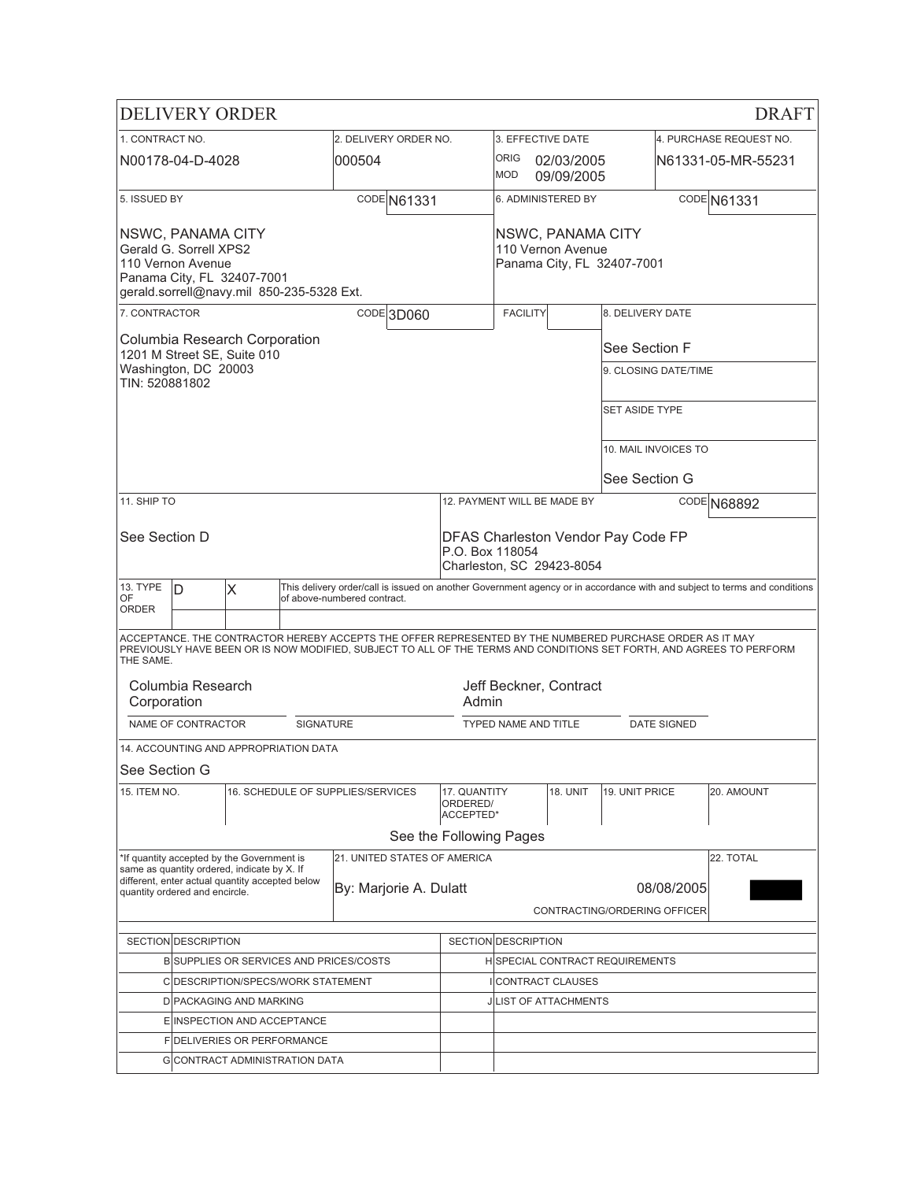# DELIVERY ORDER

DRAFT

| 1. CONTRACT NO. | 2. DELIVERY ORDER NO. | 3. EFFECTIVE DATE | 4. PURCHASE REQUEST NO. |
|---|---|---|---|
| N00178-04-D-4028 | 000504 | ORIG 02/03/2005<br>MOD 09/09/2005 | N61331-05-MR-55231 |

| 5. ISSUED BY CODE N61331 | 6. ADMINISTERED BY CODE N61331 |
|---|---|
| NSWC, PANAMA CITY<br>Gerald G. Sorrell XPS2<br>110 Vernon Avenue<br>Panama City, FL 32407-7001<br>gerald.sorrell@navy.mil 850-235-5328 Ext. | NSWC, PANAMA CITY<br>110 Vernon Avenue<br>Panama City, FL 32407-7001 |

| 7. CONTRACTOR CODE 3D060 | FACILITY | 8. DELIVERY DATE |
|---|---|---|
| Columbia Research Corporation<br>1201 M Street SE, Suite 010<br>Washington, DC 20003<br>TIN: 520881802 | | See Section F |
| | | 9. CLOSING DATE/TIME |
| | | SET ASIDE TYPE |
| | | 10. MAIL INVOICES TO<br>See Section G |

| 11. SHIP TO | 12. PAYMENT WILL BE MADE BY CODE N68892 |
|---|---|
| See Section D | DFAS Charleston Vendor Pay Code FP<br>P.O. Box 118054<br>Charleston, SC 29423-8054 |

13. TYPE OF ORDER: D | X | This delivery order/call is issued on another Government agency or in accordance with and subject to terms and conditions of above-numbered contract.

ACCEPTANCE. THE CONTRACTOR HEREBY ACCEPTS THE OFFER REPRESENTED BY THE NUMBERED PURCHASE ORDER AS IT MAY PREVIOUSLY HAVE BEEN OR IS NOW MODIFIED, SUBJECT TO ALL OF THE TERMS AND CONDITIONS SET FORTH, AND AGREES TO PERFORM THE SAME.

| Columbia Research Corporation | | Jeff Beckner, Contract Admin | |
|---|---|---|---|
| NAME OF CONTRACTOR | SIGNATURE | TYPED NAME AND TITLE | DATE SIGNED |

14. ACCOUNTING AND APPROPRIATION DATA

See Section G

| 15. ITEM NO. | 16. SCHEDULE OF SUPPLIES/SERVICES | 17. QUANTITY ORDERED/ ACCEPTED* | 18. UNIT | 19. UNIT PRICE | 20. AMOUNT |
|---|---|---|---|---|---|

See the Following Pages

| *If quantity accepted by the Government is same as quantity ordered, indicate by X. If different, enter actual quantity accepted below quantity ordered and encircle. | 21. UNITED STATES OF AMERICA<br>By: Marjorie A. Dulatt 08/08/2005<br>CONTRACTING/ORDERING OFFICER | 22. TOTAL |
|---|---|---|

| SECTION | DESCRIPTION | SECTION | DESCRIPTION |
|---|---|---|---|
| B | SUPPLIES OR SERVICES AND PRICES/COSTS | H | SPECIAL CONTRACT REQUIREMENTS |
| C | DESCRIPTION/SPECS/WORK STATEMENT | I | CONTRACT CLAUSES |
| D | PACKAGING AND MARKING | J | LIST OF ATTACHMENTS |
| E | INSPECTION AND ACCEPTANCE | | |
| F | DELIVERIES OR PERFORMANCE | | |
| G | CONTRACT ADMINISTRATION DATA | | |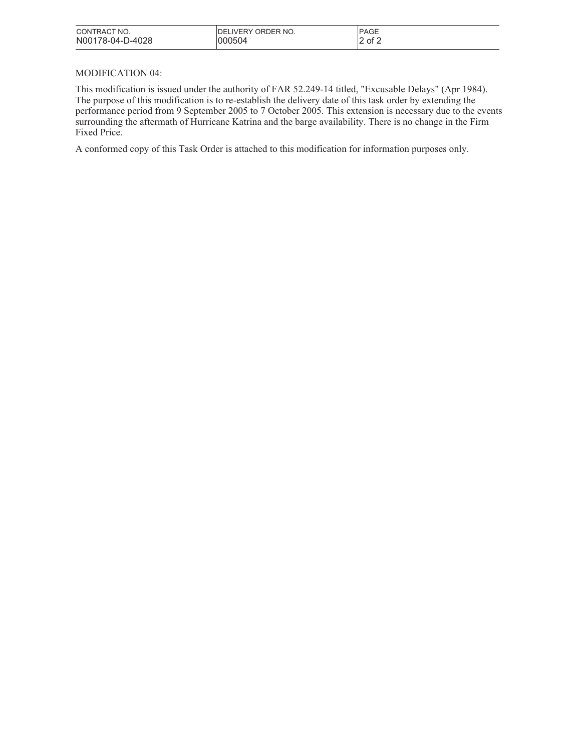| CONTRACT NO. | DELIVERY ORDER NO. | PAGE |
| --- | --- | --- |
| N00178-04-D-4028 | 000504 | 2 of 2 |

MODIFICATION 04:

This modification is issued under the authority of FAR 52.249-14 titled, "Excusable Delays" (Apr 1984). The purpose of this modification is to re-establish the delivery date of this task order by extending the performance period from 9 September 2005 to 7 October 2005. This extension is necessary due to the events surrounding the aftermath of Hurricane Katrina and the barge availability. There is no change in the Firm Fixed Price.

A conformed copy of this Task Order is attached to this modification for information purposes only.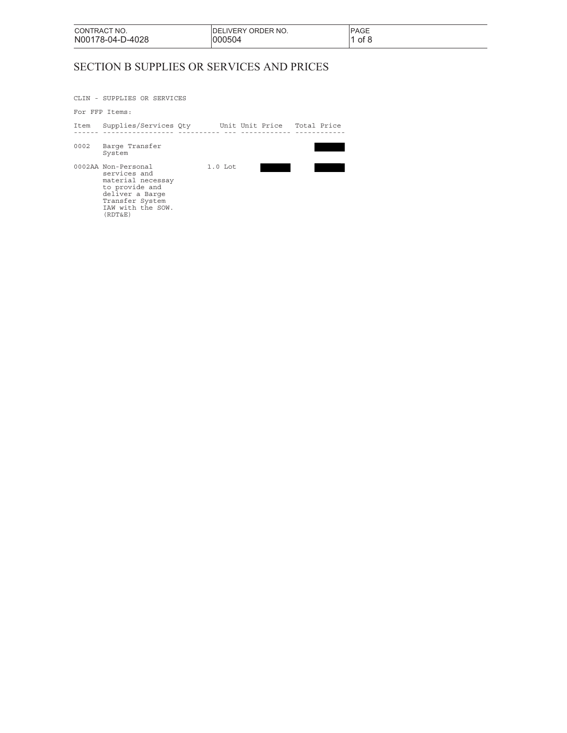# SECTION B SUPPLIES OR SERVICES AND PRICES

CLIN - SUPPLIES OR SERVICES

For FFP Items:

| Item | Supplies/Services | Qty | Unit | Unit Price | Total Price |
|---|---|---|---|---|---|
| 0002 | Barge Transfer System | | | | |
| 0002AA | Non-Personal services and material necessay to provide and deliver a Barge Transfer System IAW with the SOW. (RDT&E) | 1.0 | Lot | | |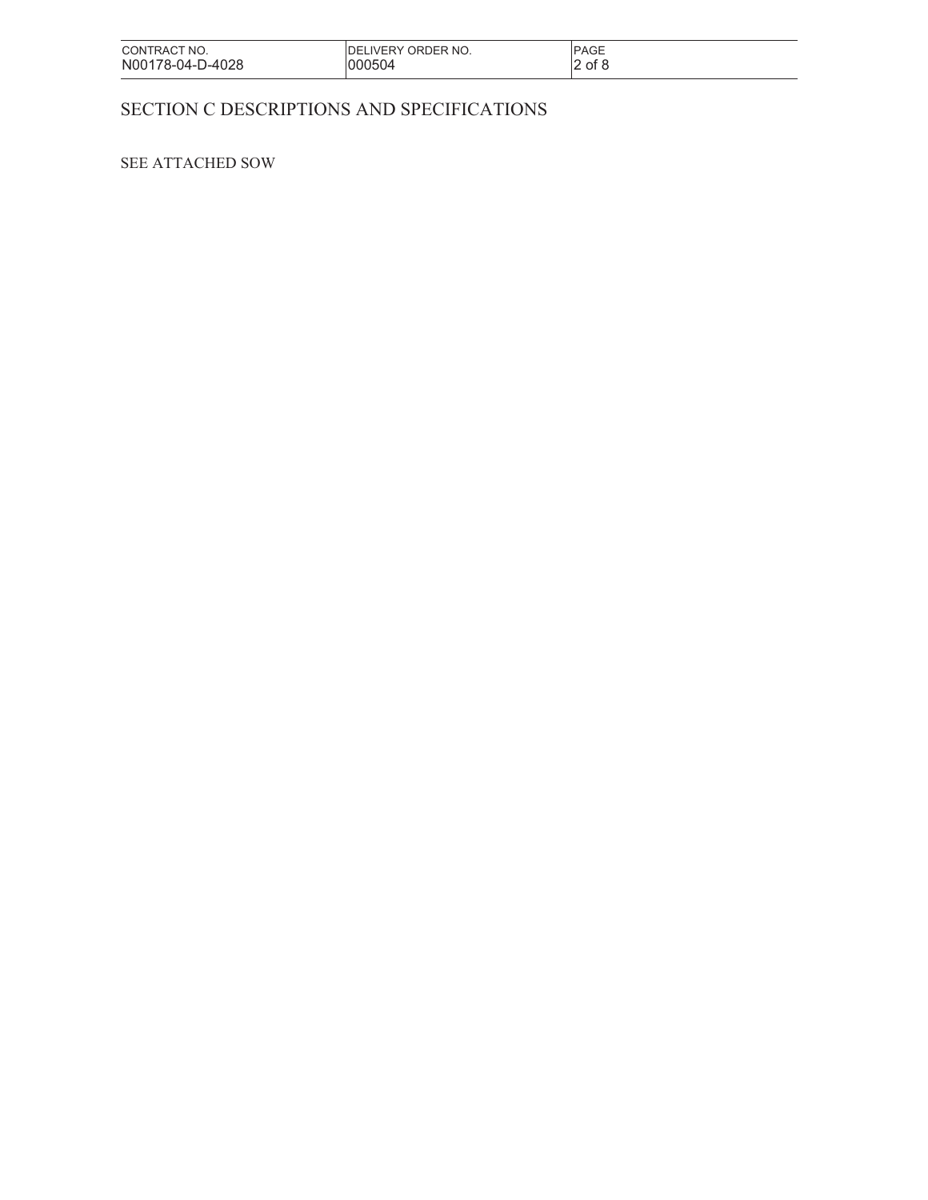# SECTION C DESCRIPTIONS AND SPECIFICATIONS

SEE ATTACHED SOW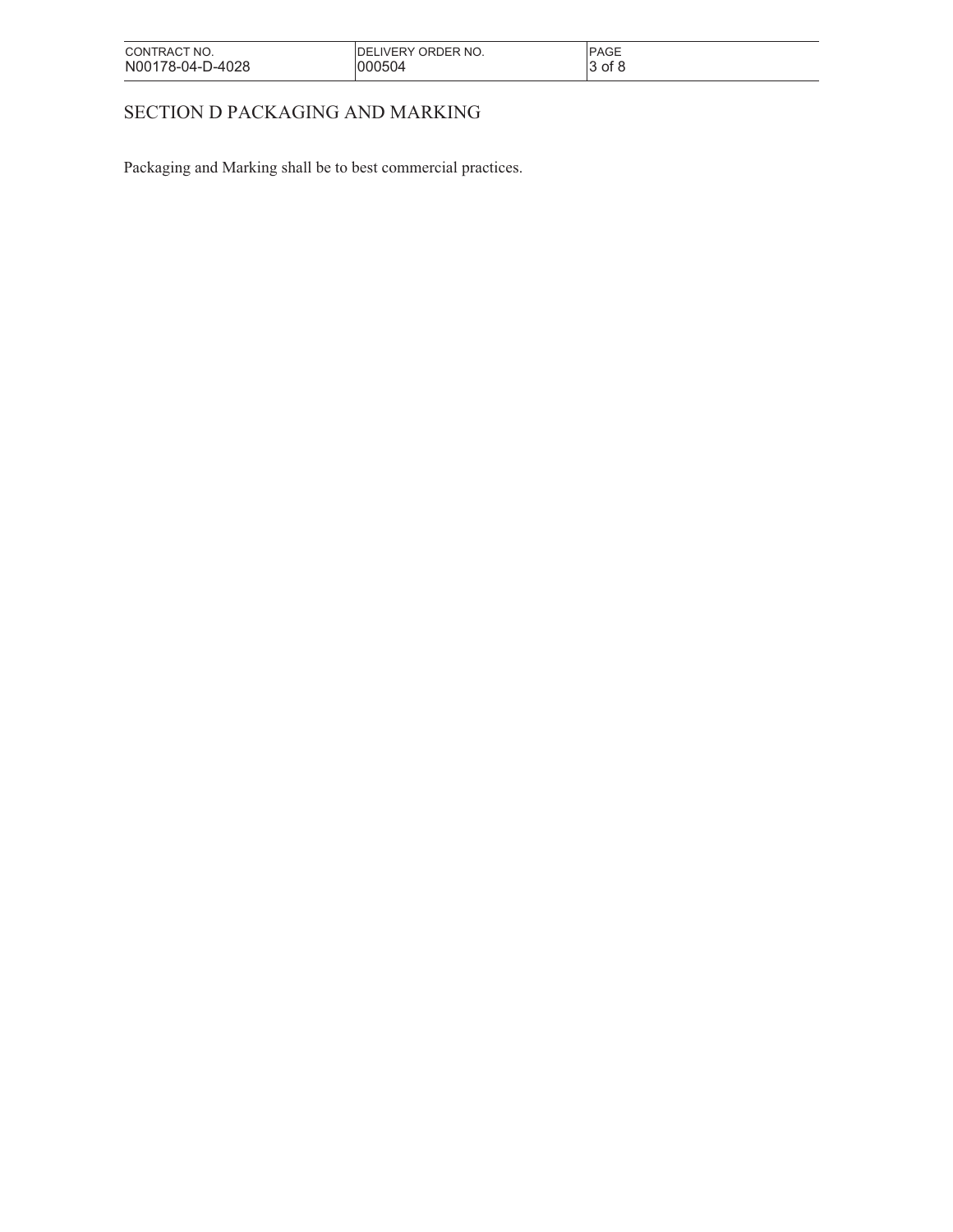# SECTION D PACKAGING AND MARKING

Packaging and Marking shall be to best commercial practices.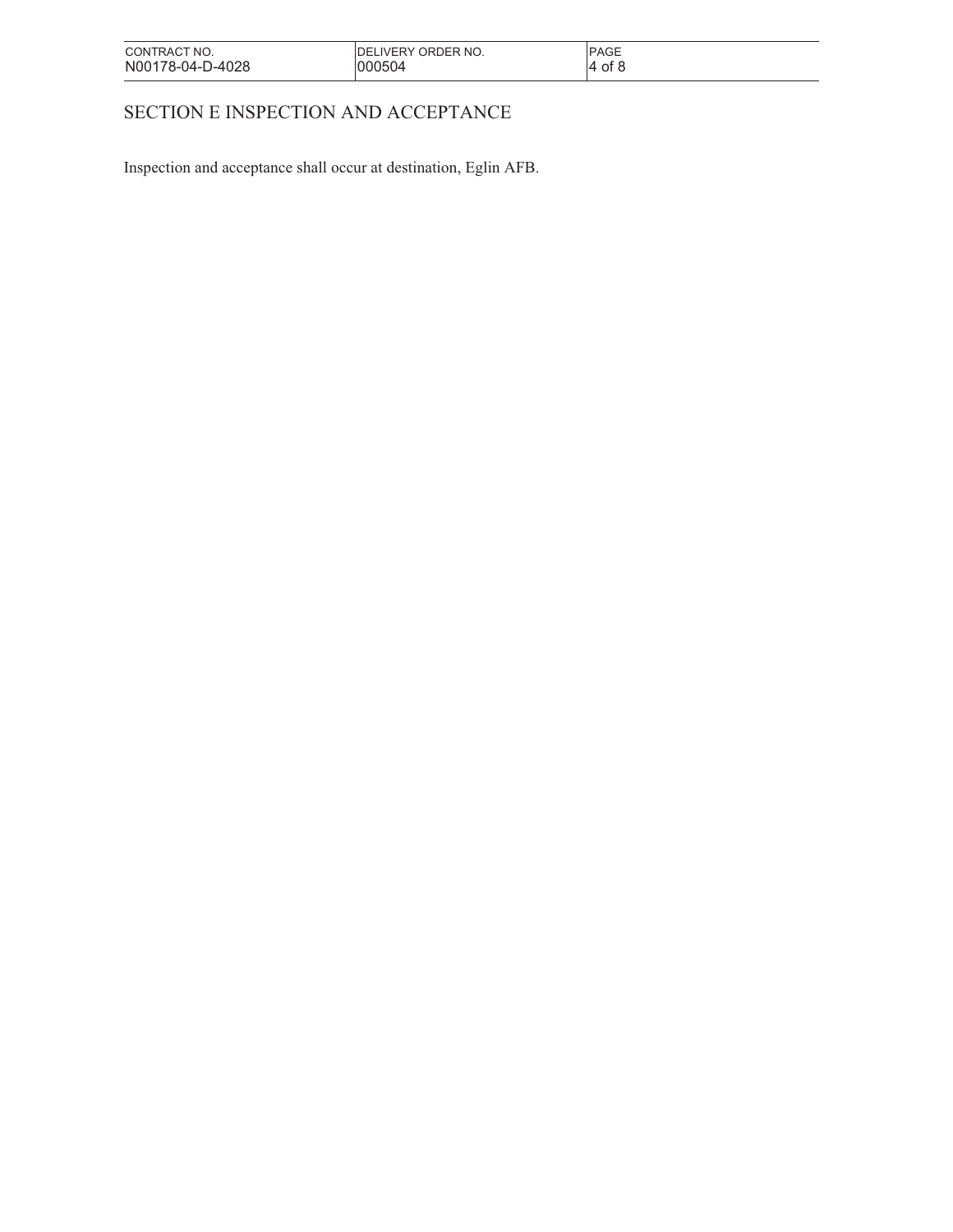## SECTION E INSPECTION AND ACCEPTANCE

Inspection and acceptance shall occur at destination, Eglin AFB.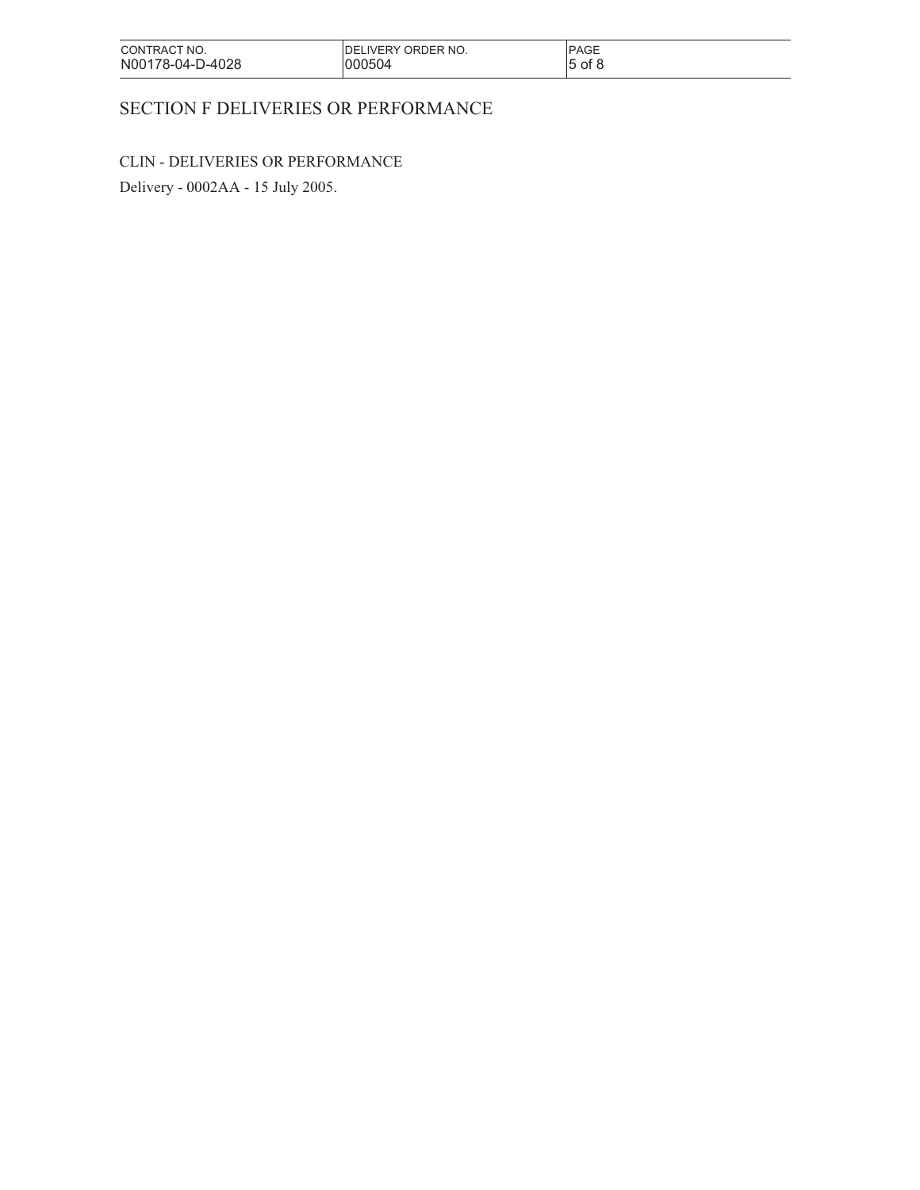# SECTION F DELIVERIES OR PERFORMANCE

CLIN - DELIVERIES OR PERFORMANCE

Delivery - 0002AA - 15 July 2005.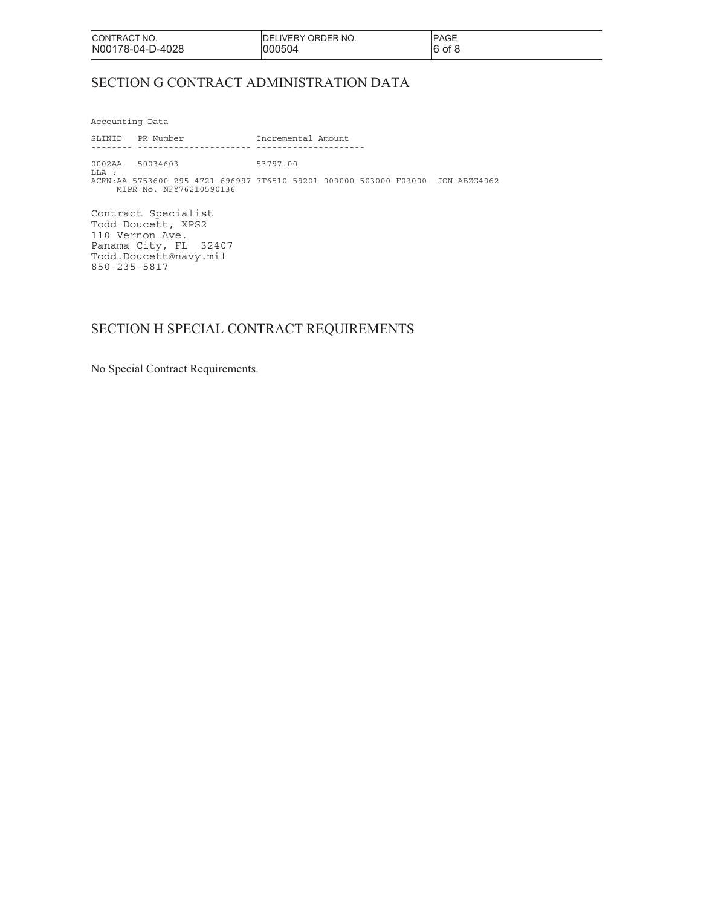## SECTION G CONTRACT ADMINISTRATION DATA

Accounting Data

```
SLINID   PR Number              Incremental Amount
-------- ---------------------- --------------------

0002AA   50034603               53797.00
LLA :
ACRN:AA 5753600 295 4721 696997 7T6510 59201 000000 503000 F03000  JON ABZG4062
     MIPR No. NFY76210590136
```

Contract Specialist
Todd Doucett, XPS2
110 Vernon Ave.
Panama City, FL 32407
Todd.Doucett@navy.mil
850-235-5817

## SECTION H SPECIAL CONTRACT REQUIREMENTS

No Special Contract Requirements.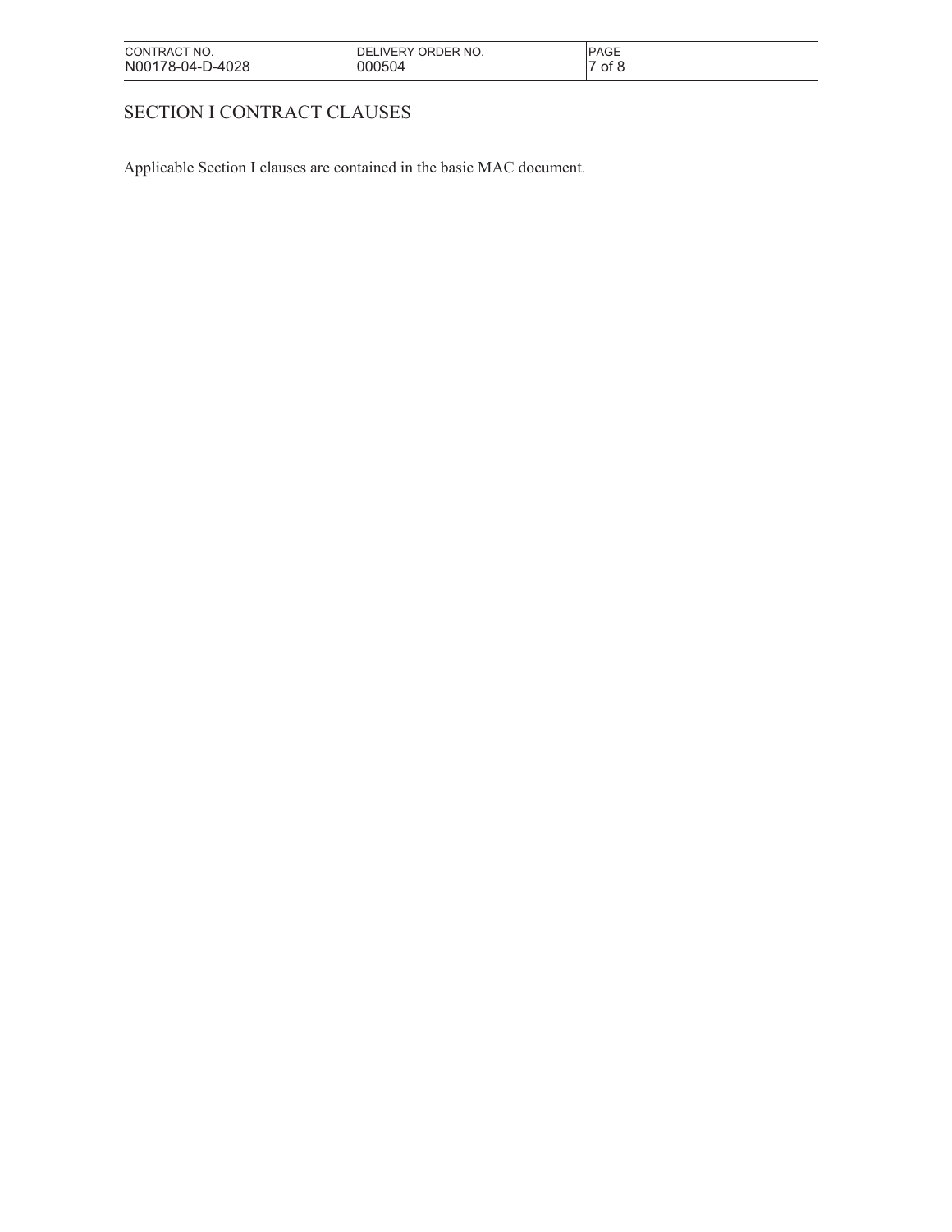## SECTION I CONTRACT CLAUSES

Applicable Section I clauses are contained in the basic MAC document.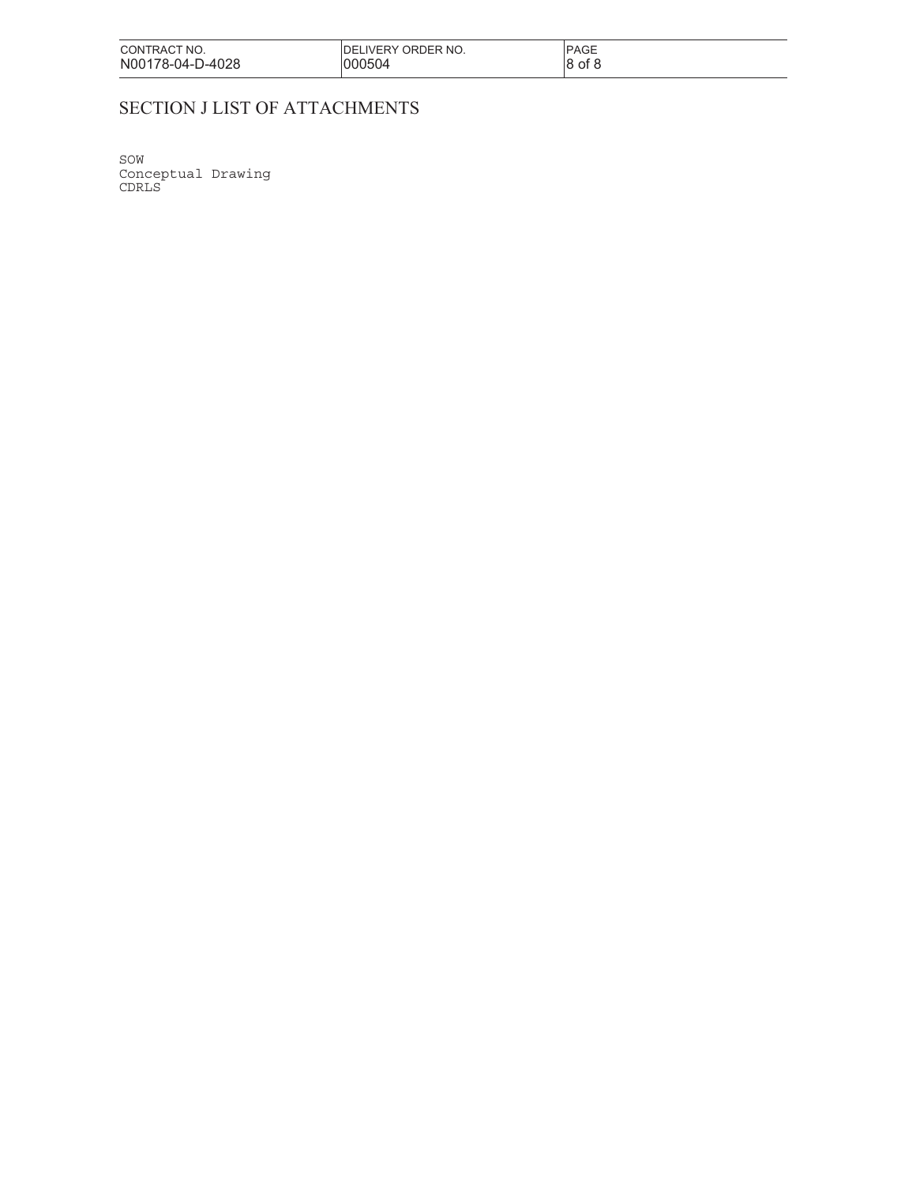# SECTION J LIST OF ATTACHMENTS

SOW
Conceptual Drawing
CDRLS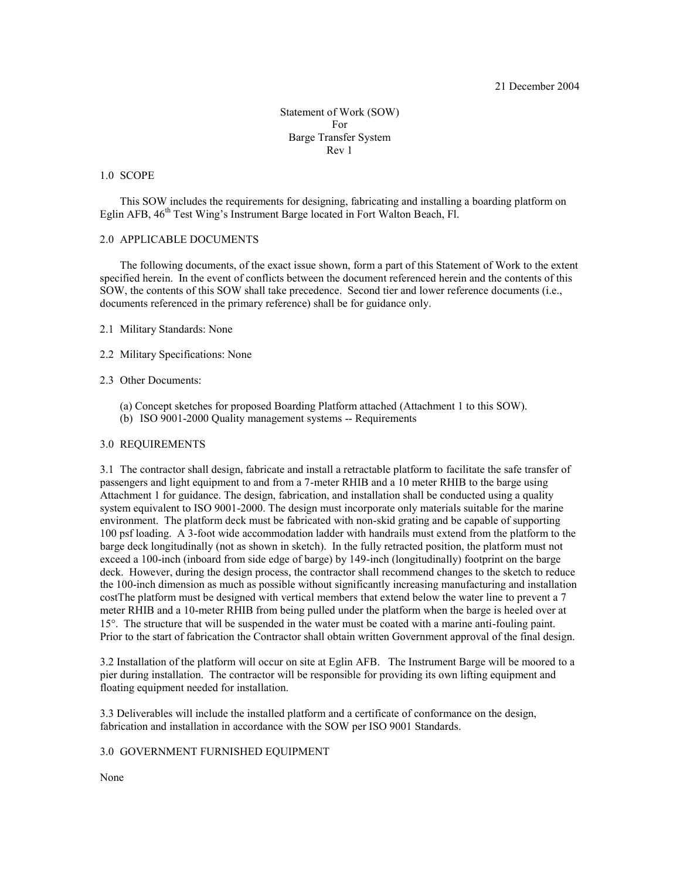21 December 2004

Statement of Work (SOW)
For
Barge Transfer System
Rev 1

## 1.0 SCOPE

This SOW includes the requirements for designing, fabricating and installing a boarding platform on Eglin AFB, 46th Test Wing's Instrument Barge located in Fort Walton Beach, Fl.

## 2.0 APPLICABLE DOCUMENTS

The following documents, of the exact issue shown, form a part of this Statement of Work to the extent specified herein. In the event of conflicts between the document referenced herein and the contents of this SOW, the contents of this SOW shall take precedence. Second tier and lower reference documents (i.e., documents referenced in the primary reference) shall be for guidance only.

2.1 Military Standards: None

2.2 Military Specifications: None

2.3 Other Documents:

(a) Concept sketches for proposed Boarding Platform attached (Attachment 1 to this SOW).
(b) ISO 9001-2000 Quality management systems -- Requirements

## 3.0 REQUIREMENTS

3.1 The contractor shall design, fabricate and install a retractable platform to facilitate the safe transfer of passengers and light equipment to and from a 7-meter RHIB and a 10 meter RHIB to the barge using Attachment 1 for guidance. The design, fabrication, and installation shall be conducted using a quality system equivalent to ISO 9001-2000. The design must incorporate only materials suitable for the marine environment. The platform deck must be fabricated with non-skid grating and be capable of supporting 100 psf loading. A 3-foot wide accommodation ladder with handrails must extend from the platform to the barge deck longitudinally (not as shown in sketch). In the fully retracted position, the platform must not exceed a 100-inch (inboard from side edge of barge) by 149-inch (longitudinally) footprint on the barge deck. However, during the design process, the contractor shall recommend changes to the sketch to reduce the 100-inch dimension as much as possible without significantly increasing manufacturing and installation costThe platform must be designed with vertical members that extend below the water line to prevent a 7 meter RHIB and a 10-meter RHIB from being pulled under the platform when the barge is heeled over at 15°. The structure that will be suspended in the water must be coated with a marine anti-fouling paint. Prior to the start of fabrication the Contractor shall obtain written Government approval of the final design.

3.2 Installation of the platform will occur on site at Eglin AFB. The Instrument Barge will be moored to a pier during installation. The contractor will be responsible for providing its own lifting equipment and floating equipment needed for installation.

3.3 Deliverables will include the installed platform and a certificate of conformance on the design, fabrication and installation in accordance with the SOW per ISO 9001 Standards.

## 3.0 GOVERNMENT FURNISHED EQUIPMENT

None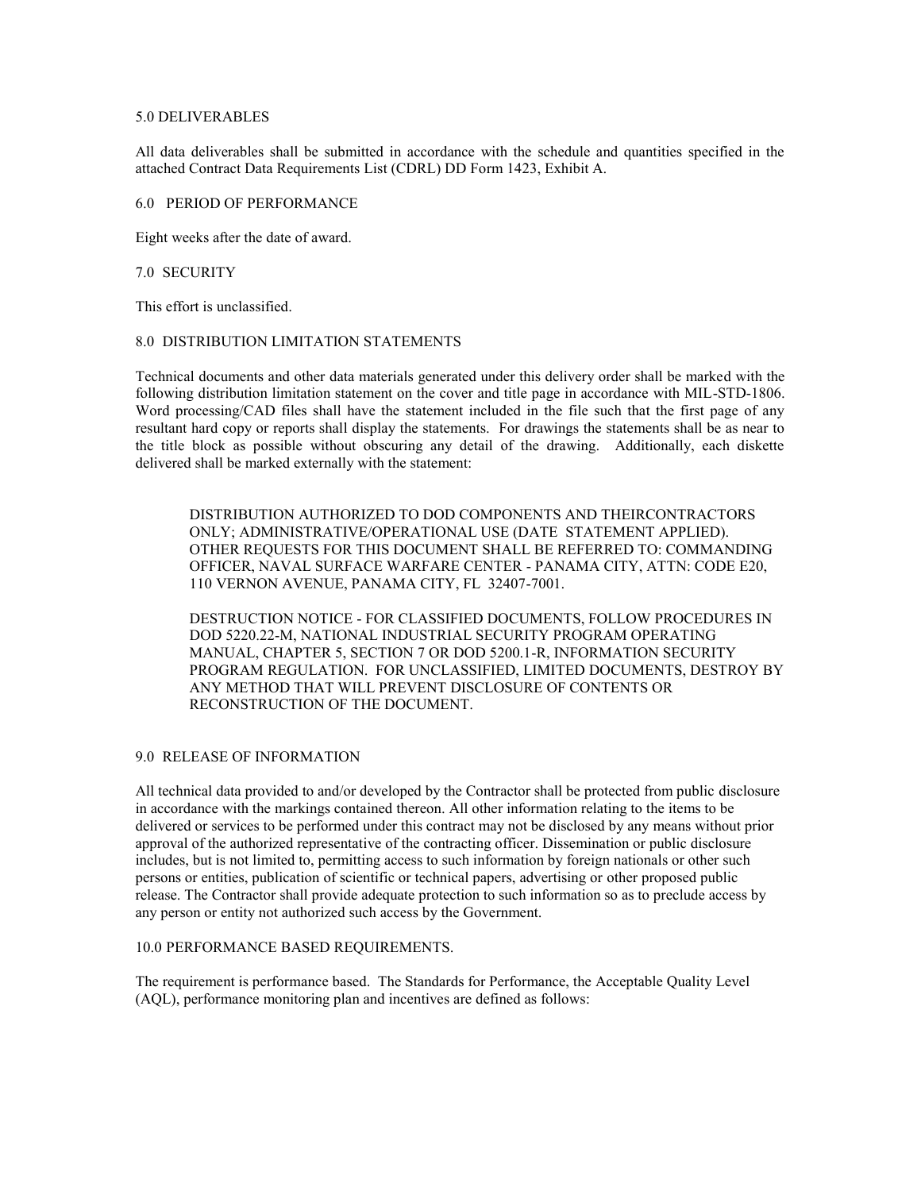## 5.0 DELIVERABLES

All data deliverables shall be submitted in accordance with the schedule and quantities specified in the attached Contract Data Requirements List (CDRL) DD Form 1423, Exhibit A.

## 6.0 PERIOD OF PERFORMANCE

Eight weeks after the date of award.

## 7.0 SECURITY

This effort is unclassified.

## 8.0 DISTRIBUTION LIMITATION STATEMENTS

Technical documents and other data materials generated under this delivery order shall be marked with the following distribution limitation statement on the cover and title page in accordance with MIL-STD-1806. Word processing/CAD files shall have the statement included in the file such that the first page of any resultant hard copy or reports shall display the statements. For drawings the statements shall be as near to the title block as possible without obscuring any detail of the drawing. Additionally, each diskette delivered shall be marked externally with the statement:

> DISTRIBUTION AUTHORIZED TO DOD COMPONENTS AND THEIRCONTRACTORS ONLY; ADMINISTRATIVE/OPERATIONAL USE (DATE STATEMENT APPLIED). OTHER REQUESTS FOR THIS DOCUMENT SHALL BE REFERRED TO: COMMANDING OFFICER, NAVAL SURFACE WARFARE CENTER - PANAMA CITY, ATTN: CODE E20, 110 VERNON AVENUE, PANAMA CITY, FL 32407-7001.
>
> DESTRUCTION NOTICE - FOR CLASSIFIED DOCUMENTS, FOLLOW PROCEDURES IN DOD 5220.22-M, NATIONAL INDUSTRIAL SECURITY PROGRAM OPERATING MANUAL, CHAPTER 5, SECTION 7 OR DOD 5200.1-R, INFORMATION SECURITY PROGRAM REGULATION. FOR UNCLASSIFIED, LIMITED DOCUMENTS, DESTROY BY ANY METHOD THAT WILL PREVENT DISCLOSURE OF CONTENTS OR RECONSTRUCTION OF THE DOCUMENT.

## 9.0 RELEASE OF INFORMATION

All technical data provided to and/or developed by the Contractor shall be protected from public disclosure in accordance with the markings contained thereon. All other information relating to the items to be delivered or services to be performed under this contract may not be disclosed by any means without prior approval of the authorized representative of the contracting officer. Dissemination or public disclosure includes, but is not limited to, permitting access to such information by foreign nationals or other such persons or entities, publication of scientific or technical papers, advertising or other proposed public release. The Contractor shall provide adequate protection to such information so as to preclude access by any person or entity not authorized such access by the Government.

## 10.0 PERFORMANCE BASED REQUIREMENTS.

The requirement is performance based. The Standards for Performance, the Acceptable Quality Level (AQL), performance monitoring plan and incentives are defined as follows: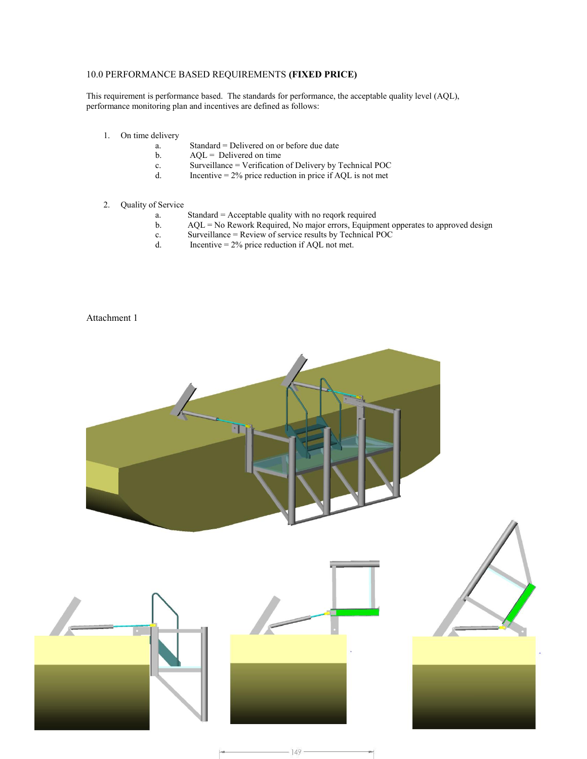10.0 PERFORMANCE BASED REQUIREMENTS **(FIXED PRICE)**

This requirement is performance based. The standards for performance, the acceptable quality level (AQL), performance monitoring plan and incentives are defined as follows:

1. On time delivery
   a. Standard = Delivered on or before due date
   b. AQL = Delivered on time
   c. Surveillance = Verification of Delivery by Technical POC
   d. Incentive = 2% price reduction in price if AQL is not met

2. Quality of Service
   a. Standard = Acceptable quality with no reqork required
   b. AQL = No Rework Required, No major errors, Equipment opperates to approved design
   c. Surveillance = Review of service results by Technical POC
   d. Incentive = 2% price reduction if AQL not met.

Attachment 1